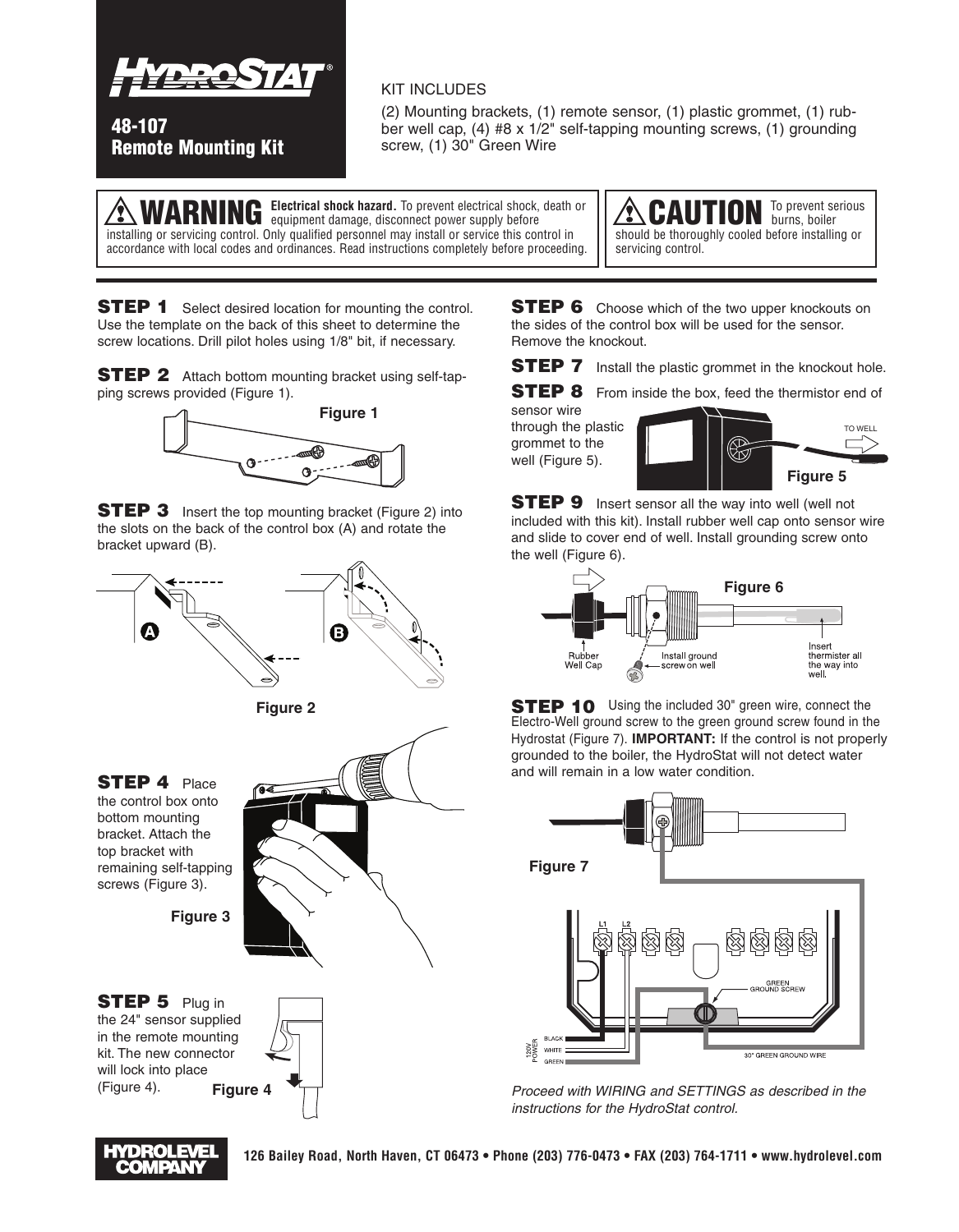# HYDROSTAT®

## 48-107 Remote Mounting Kit

KIT INCLUDES

(2) Mounting brackets, (1) remote sensor, (1) plastic grommet, (1) rubber well cap, (4) #8 x 1/2" self-tapping mounting screws, (1) grounding screw, (1) 30" Green Wire

**⚠ WARNING** **Electrical shock hazard.** To prevent electrical shock, death or equipment damage, disconnect power supply before installing or servicing control. Only qualified personnel may install or service this control in accordance with local codes and ordinances. Read instructions completely before proceeding.

**⚠ CAUTION** To prevent serious burns, boiler should be thoroughly cooled before installing or servicing control.

**STEP 1** Select desired location for mounting the control. Use the template on the back of this sheet to determine the screw locations. Drill pilot holes using 1/8" bit, if necessary.

**STEP 2** Attach bottom mounting bracket using self-tapping screws provided (Figure 1).

Figure 1

**STEP 3** Insert the top mounting bracket (Figure 2) into the slots on the back of the control box (A) and rotate the bracket upward (B).

Figure 2

**STEP 4** Place the control box onto bottom mounting bracket. Attach the top bracket with remaining self-tapping screws (Figure 3).

Figure 3

**STEP 5** Plug in the 24" sensor supplied in the remote mounting kit. The new connector will lock into place (Figure 4).

Figure 4

**STEP 6** Choose which of the two upper knockouts on the sides of the control box will be used for the sensor. Remove the knockout.

**STEP 7** Install the plastic grommet in the knockout hole.

**STEP 8** From inside the box, feed the thermistor end of sensor wire through the plastic grommet to the well (Figure 5).

Figure 5

**STEP 9** Insert sensor all the way into well (well not included with this kit). Install rubber well cap onto sensor wire and slide to cover end of well. Install grounding screw onto the well (Figure 6).

Figure 6

**STEP 10** Using the included 30" green wire, connect the Electro-Well ground screw to the green ground screw found in the Hydrostat (Figure 7). **IMPORTANT:** If the control is not properly grounded to the boiler, the HydroStat will not detect water and will remain in a low water condition.

Figure 7

*Proceed with WIRING and SETTINGS as described in the instructions for the HydroStat control.*

**HYDROLEVEL COMPANY** 126 Bailey Road, North Haven, CT 06473 • Phone (203) 776-0473 • FAX (203) 764-1711 • www.hydrolevel.com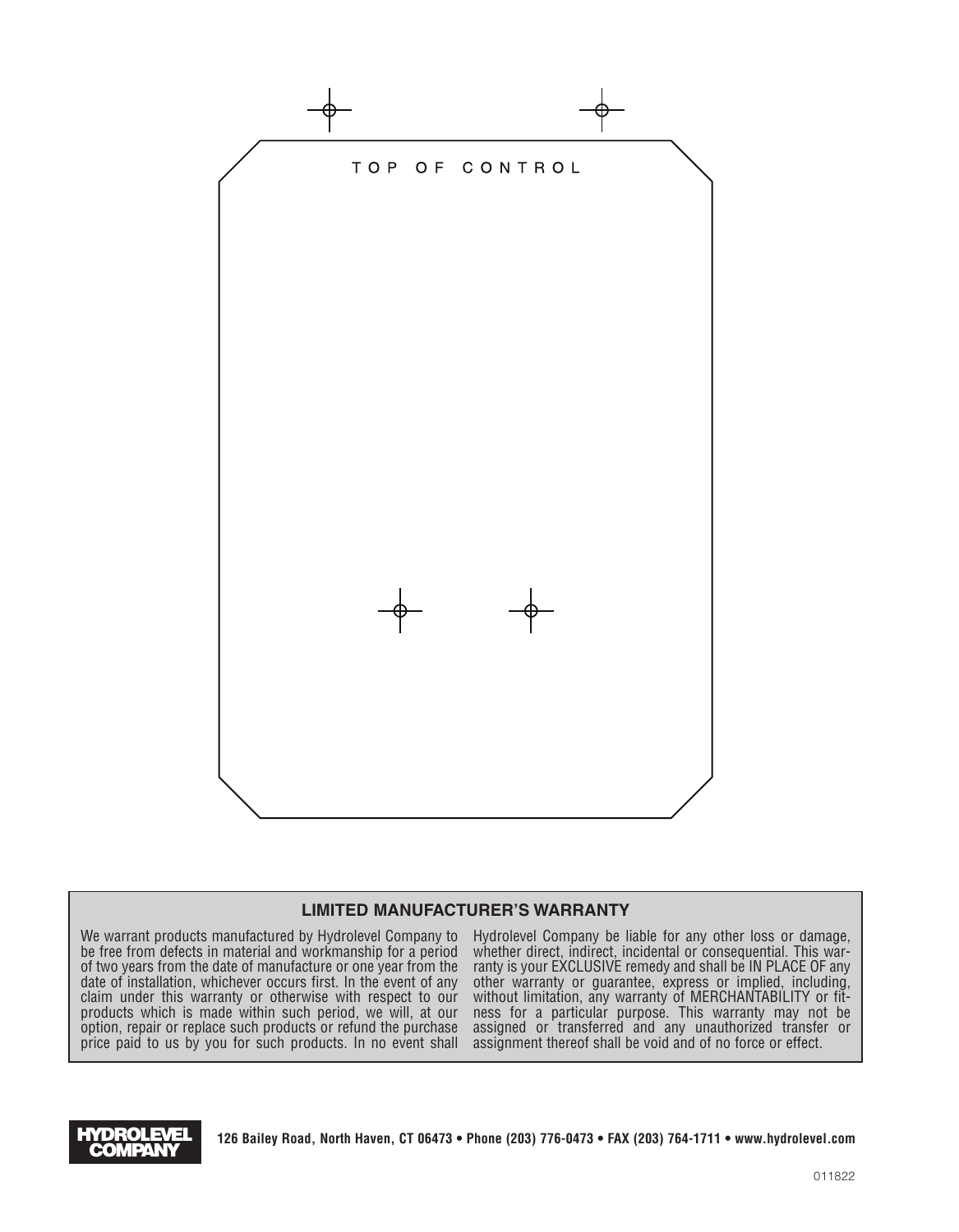TOP OF CONTROL

## LIMITED MANUFACTURER'S WARRANTY

We warrant products manufactured by Hydrolevel Company to be free from defects in material and workmanship for a period of two years from the date of manufacture or one year from the date of installation, whichever occurs first. In the event of any claim under this warranty or otherwise with respect to our products which is made within such period, we will, at our option, repair or replace such products or refund the purchase price paid to us by you for such products. In no event shall Hydrolevel Company be liable for any other loss or damage, whether direct, indirect, incidental or consequential. This warranty is your EXCLUSIVE remedy and shall be IN PLACE OF any other warranty or guarantee, express or implied, including, without limitation, any warranty of MERCHANTABILITY or fitness for a particular purpose. This warranty may not be assigned or transferred and any unauthorized transfer or assignment thereof shall be void and of no force or effect.

**HYDROLEVEL COMPANY**

**126 Bailey Road, North Haven, CT 06473 • Phone (203) 776-0473 • FAX (203) 764-1711 • www.hydrolevel.com**

011822